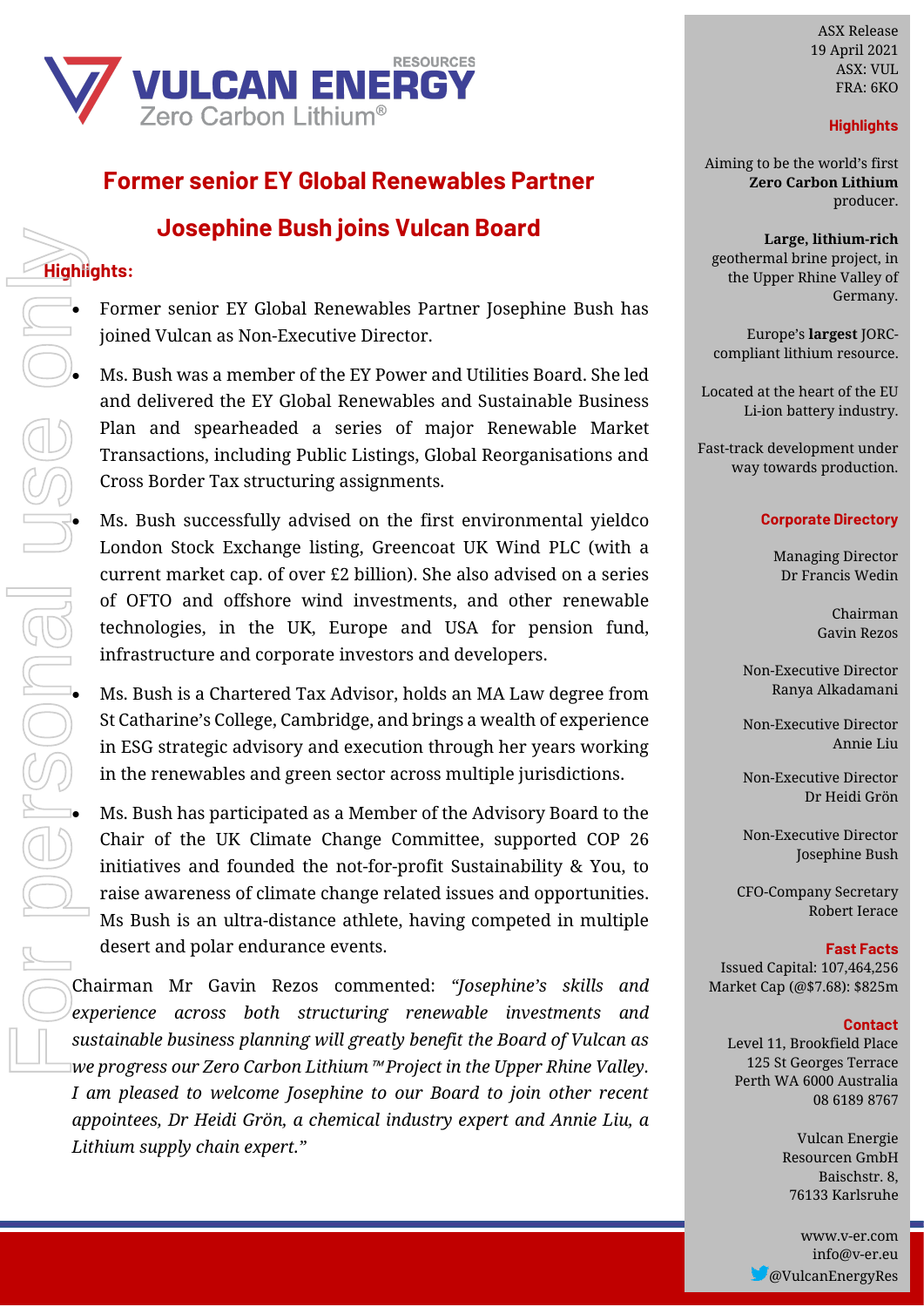# Former senior EY Global Renewables Partner Josephine Bush joins Vulcan Board

**Highlights:**

- Former senior EY Global Renewables Partner Josephine Bush has joined Vulcan as Non-Executive Director.
- Ms. Bush was a member of the EY Power and Utilities Board. She led and delivered the EY Global Renewables and Sustainable Business Plan and spearheaded a series of major Renewable Market Transactions, including Public Listings, Global Reorganisations and Cross Border Tax structuring assignments.
- Ms. Bush successfully advised on the first environmental yieldco London Stock Exchange listing, Greencoat UK Wind PLC (with a current market cap. of over £2 billion). She also advised on a series of OFTO and offshore wind investments, and other renewable technologies, in the UK, Europe and USA for pension fund, infrastructure and corporate investors and developers.
- Ms. Bush is a Chartered Tax Advisor, holds an MA Law degree from St Catharine's College, Cambridge, and brings a wealth of experience in ESG strategic advisory and execution through her years working in the renewables and green sector across multiple jurisdictions.
- Ms. Bush has participated as a Member of the Advisory Board to the Chair of the UK Climate Change Committee, supported COP 26 initiatives and founded the not-for-profit Sustainability & You, to raise awareness of climate change related issues and opportunities. Ms Bush is an ultra-distance athlete, having competed in multiple desert and polar endurance events.

Chairman Mr Gavin Rezos commented: *"Josephine's skills and experience across both structuring renewable investments and sustainable business planning will greatly benefit the Board of Vulcan as we progress our Zero Carbon Lithium™ Project in the Upper Rhine Valley. I am pleased to welcome Josephine to our Board to join other recent appointees, Dr Heidi Grön, a chemical industry expert and Annie Liu, a Lithium supply chain expert."*

ASX Release
19 April 2021
ASX: VUL
FRA: 6KO

**Highlights**

Aiming to be the world's first **Zero Carbon Lithium** producer.

**Large, lithium-rich** geothermal brine project, in the Upper Rhine Valley of Germany.

Europe's **largest** JORC-compliant lithium resource.

Located at the heart of the EU Li-ion battery industry.

Fast-track development under way towards production.

**Corporate Directory**

Managing Director
Dr Francis Wedin

Chairman
Gavin Rezos

Non-Executive Director
Ranya Alkadamani

Non-Executive Director
Annie Liu

Non-Executive Director
Dr Heidi Grön

Non-Executive Director
Josephine Bush

CFO-Company Secretary
Robert Ierace

**Fast Facts**

Issued Capital: 107,464,256
Market Cap (@$7.68): $825m

**Contact**

Level 11, Brookfield Place
125 St Georges Terrace
Perth WA 6000 Australia
08 6189 8767

Vulcan Energie
Resourcen GmbH
Baischstr. 8,
76133 Karlsruhe

www.v-er.com
info@v-er.eu
@VulcanEnergyRes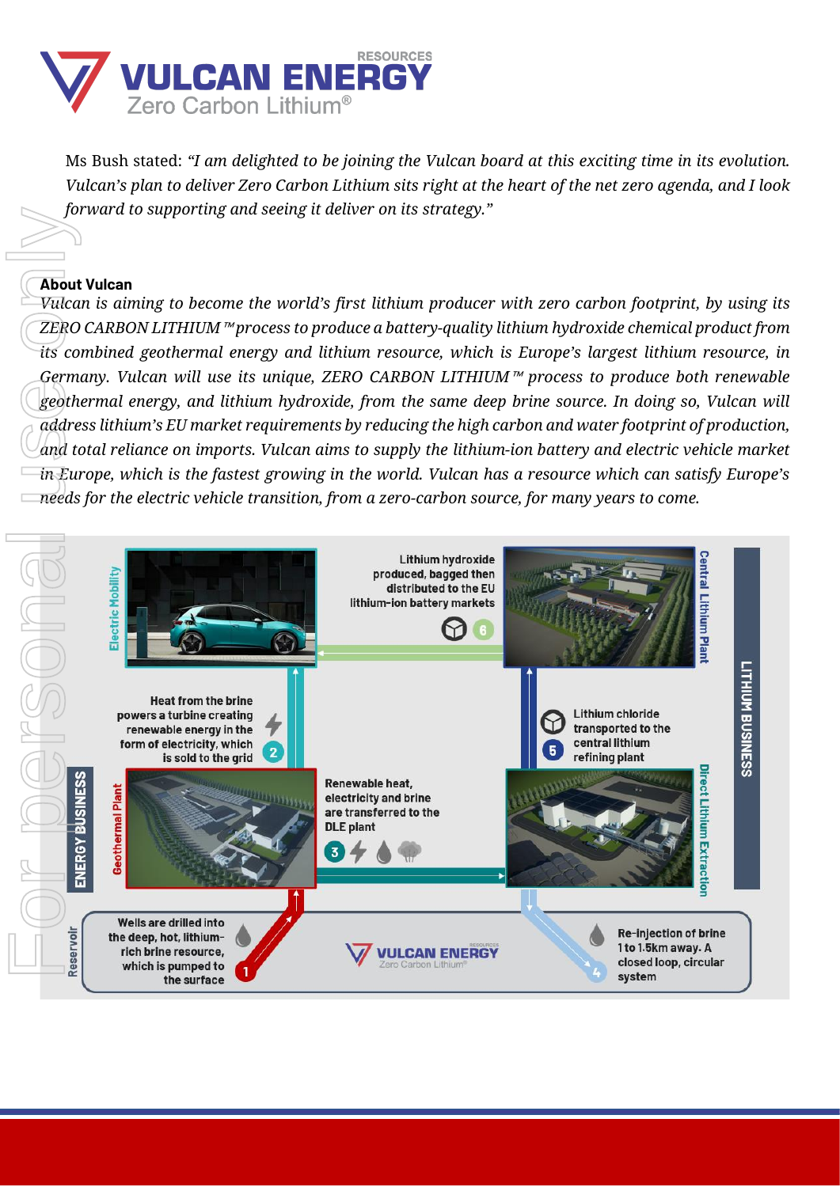Ms Bush stated: *"I am delighted to be joining the Vulcan board at this exciting time in its evolution. Vulcan's plan to deliver Zero Carbon Lithium sits right at the heart of the net zero agenda, and I look forward to supporting and seeing it deliver on its strategy."*

**About Vulcan**

*Vulcan is aiming to become the world's first lithium producer with zero carbon footprint, by using its ZERO CARBON LITHIUM™ process to produce a battery-quality lithium hydroxide chemical product from its combined geothermal energy and lithium resource, which is Europe's largest lithium resource, in Germany. Vulcan will use its unique, ZERO CARBON LITHIUM™ process to produce both renewable geothermal energy, and lithium hydroxide, from the same deep brine source. In doing so, Vulcan will address lithium's EU market requirements by reducing the high carbon and water footprint of production, and total reliance on imports. Vulcan aims to supply the lithium-ion battery and electric vehicle market in Europe, which is the fastest growing in the world. Vulcan has a resource which can satisfy Europe's needs for the electric vehicle transition, from a zero-carbon source, for many years to come.*

ENERGY BUSINESS

LITHIUM BUSINESS

Reservoir

1. Wells are drilled into the deep, hot, lithium-rich brine resource, which is pumped to the surface (Geothermal Plant)
2. Heat from the brine powers a turbine creating renewable energy in the form of electricity, which is sold to the grid (Electric Mobility)
3. Renewable heat, electricity and brine are transferred to the DLE plant (Direct Lithium Extraction)
4. Re-injection of brine 1 to 1.5km away. A closed loop, circular system
5. Lithium chloride transported to the central lithium refining plant (Central Lithium Plant)
6. Lithium hydroxide produced, bagged then distributed to the EU lithium-ion battery markets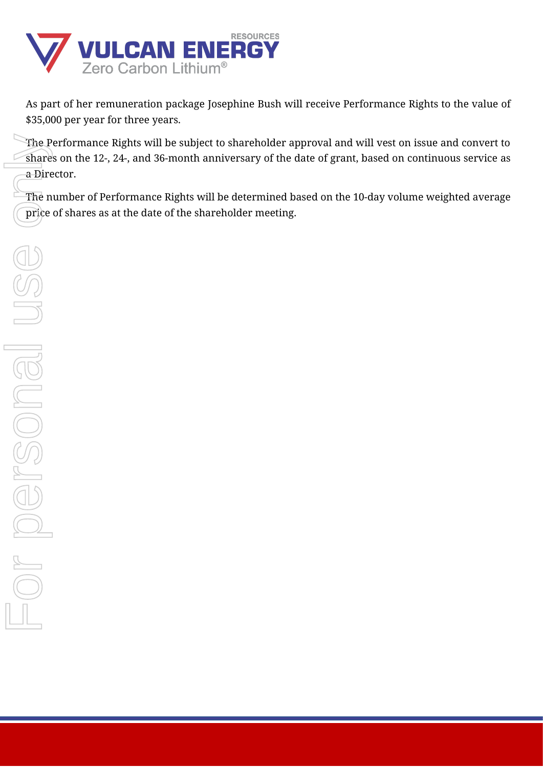As part of her remuneration package Josephine Bush will receive Performance Rights to the value of $35,000 per year for three years.

The Performance Rights will be subject to shareholder approval and will vest on issue and convert to shares on the 12-, 24-, and 36-month anniversary of the date of grant, based on continuous service as a Director.

The number of Performance Rights will be determined based on the 10-day volume weighted average price of shares as at the date of the shareholder meeting.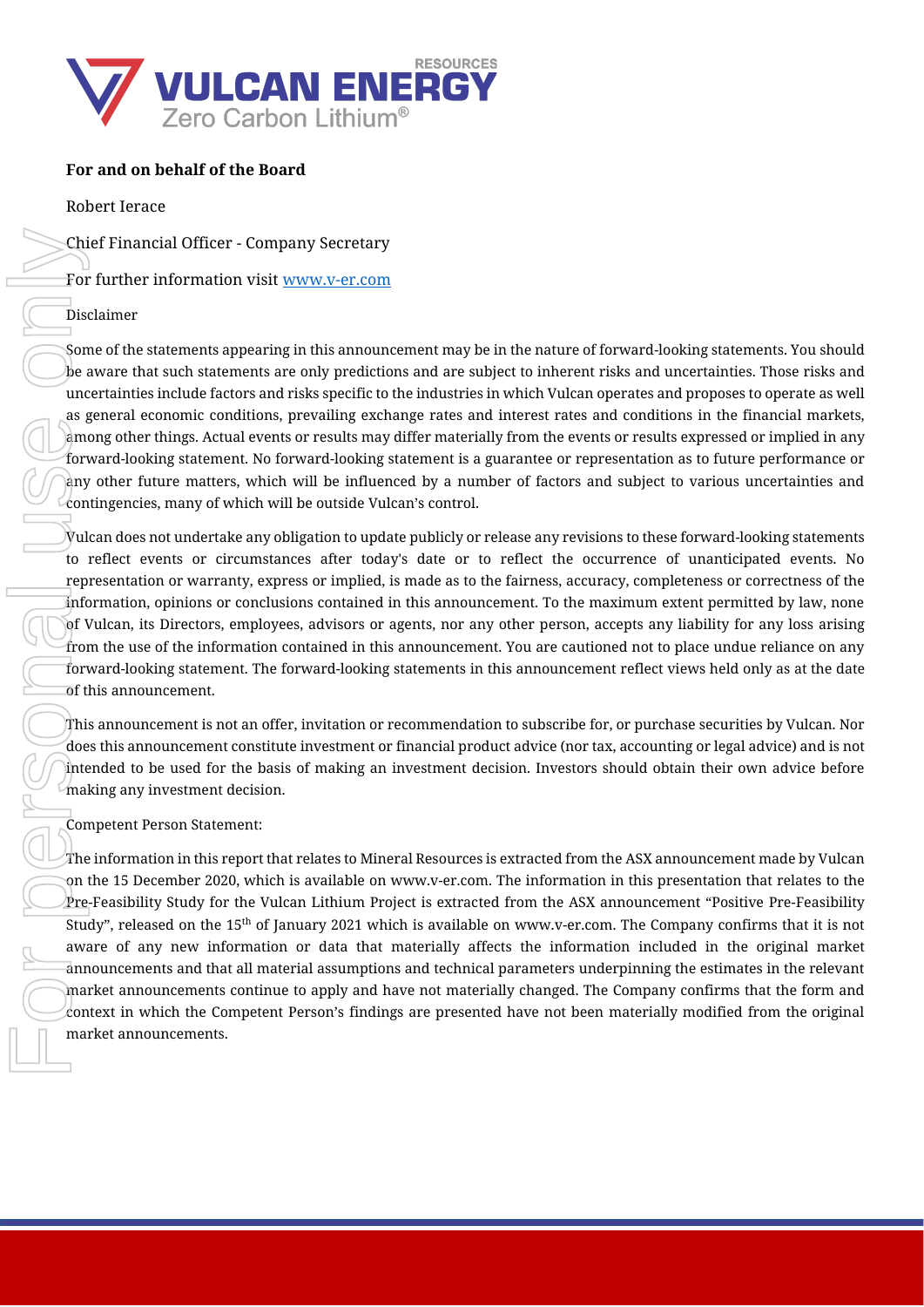**For and on behalf of the Board**

Robert Ierace

Chief Financial Officer - Company Secretary

For further information visit [www.v-er.com](http://www.v-er.com)

Disclaimer

Some of the statements appearing in this announcement may be in the nature of forward-looking statements. You should be aware that such statements are only predictions and are subject to inherent risks and uncertainties. Those risks and uncertainties include factors and risks specific to the industries in which Vulcan operates and proposes to operate as well as general economic conditions, prevailing exchange rates and interest rates and conditions in the financial markets, among other things. Actual events or results may differ materially from the events or results expressed or implied in any forward-looking statement. No forward-looking statement is a guarantee or representation as to future performance or any other future matters, which will be influenced by a number of factors and subject to various uncertainties and contingencies, many of which will be outside Vulcan's control.

Vulcan does not undertake any obligation to update publicly or release any revisions to these forward-looking statements to reflect events or circumstances after today's date or to reflect the occurrence of unanticipated events. No representation or warranty, express or implied, is made as to the fairness, accuracy, completeness or correctness of the information, opinions or conclusions contained in this announcement. To the maximum extent permitted by law, none of Vulcan, its Directors, employees, advisors or agents, nor any other person, accepts any liability for any loss arising from the use of the information contained in this announcement. You are cautioned not to place undue reliance on any forward-looking statement. The forward-looking statements in this announcement reflect views held only as at the date of this announcement.

This announcement is not an offer, invitation or recommendation to subscribe for, or purchase securities by Vulcan. Nor does this announcement constitute investment or financial product advice (nor tax, accounting or legal advice) and is not intended to be used for the basis of making an investment decision. Investors should obtain their own advice before making any investment decision.

Competent Person Statement:

The information in this report that relates to Mineral Resources is extracted from the ASX announcement made by Vulcan on the 15 December 2020, which is available on www.v-er.com. The information in this presentation that relates to the Pre-Feasibility Study for the Vulcan Lithium Project is extracted from the ASX announcement "Positive Pre-Feasibility Study", released on the 15th of January 2021 which is available on www.v-er.com. The Company confirms that it is not aware of any new information or data that materially affects the information included in the original market announcements and that all material assumptions and technical parameters underpinning the estimates in the relevant market announcements continue to apply and have not materially changed. The Company confirms that the form and context in which the Competent Person's findings are presented have not been materially modified from the original market announcements.